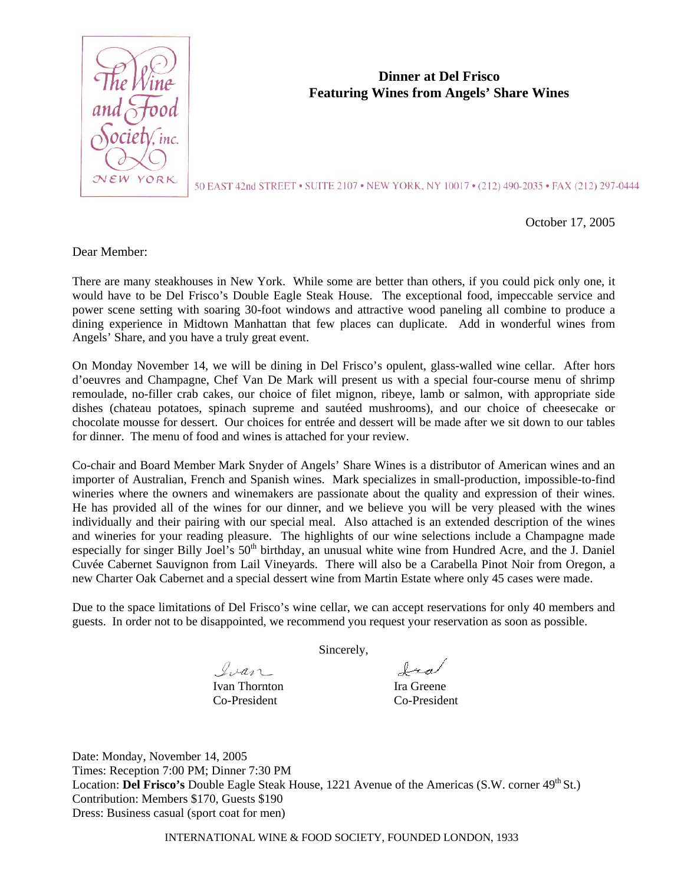The Wine and Food Society, inc.
NEW YORK

**Dinner at Del Frisco**
**Featuring Wines from Angels' Share Wines**

50 EAST 42nd STREET • SUITE 2107 • NEW YORK, NY 10017 • (212) 490-2035 • FAX (212) 297-0444

October 17, 2005

Dear Member:

There are many steakhouses in New York. While some are better than others, if you could pick only one, it would have to be Del Frisco's Double Eagle Steak House. The exceptional food, impeccable service and power scene setting with soaring 30-foot windows and attractive wood paneling all combine to produce a dining experience in Midtown Manhattan that few places can duplicate. Add in wonderful wines from Angels' Share, and you have a truly great event.

On Monday November 14, we will be dining in Del Frisco's opulent, glass-walled wine cellar. After hors d'oeuvres and Champagne, Chef Van De Mark will present us with a special four-course menu of shrimp remoulade, no-filler crab cakes, our choice of filet mignon, ribeye, lamb or salmon, with appropriate side dishes (chateau potatoes, spinach supreme and sautéed mushrooms), and our choice of cheesecake or chocolate mousse for dessert. Our choices for entrée and dessert will be made after we sit down to our tables for dinner. The menu of food and wines is attached for your review.

Co-chair and Board Member Mark Snyder of Angels' Share Wines is a distributor of American wines and an importer of Australian, French and Spanish wines. Mark specializes in small-production, impossible-to-find wineries where the owners and winemakers are passionate about the quality and expression of their wines. He has provided all of the wines for our dinner, and we believe you will be very pleased with the wines individually and their pairing with our special meal. Also attached is an extended description of the wines and wineries for your reading pleasure. The highlights of our wine selections include a Champagne made especially for singer Billy Joel's 50th birthday, an unusual white wine from Hundred Acre, and the J. Daniel Cuvée Cabernet Sauvignon from Lail Vineyards. There will also be a Carabella Pinot Noir from Oregon, a new Charter Oak Cabernet and a special dessert wine from Martin Estate where only 45 cases were made.

Due to the space limitations of Del Frisco's wine cellar, we can accept reservations for only 40 members and guests. In order not to be disappointed, we recommend you request your reservation as soon as possible.

Sincerely,

Ivan Thornton
Co-President

Ira Greene
Co-President

Date: Monday, November 14, 2005
Times: Reception 7:00 PM; Dinner 7:30 PM
Location: **Del Frisco's** Double Eagle Steak House, 1221 Avenue of the Americas (S.W. corner 49th St.)
Contribution: Members $170, Guests $190
Dress: Business casual (sport coat for men)

INTERNATIONAL WINE & FOOD SOCIETY, FOUNDED LONDON, 1933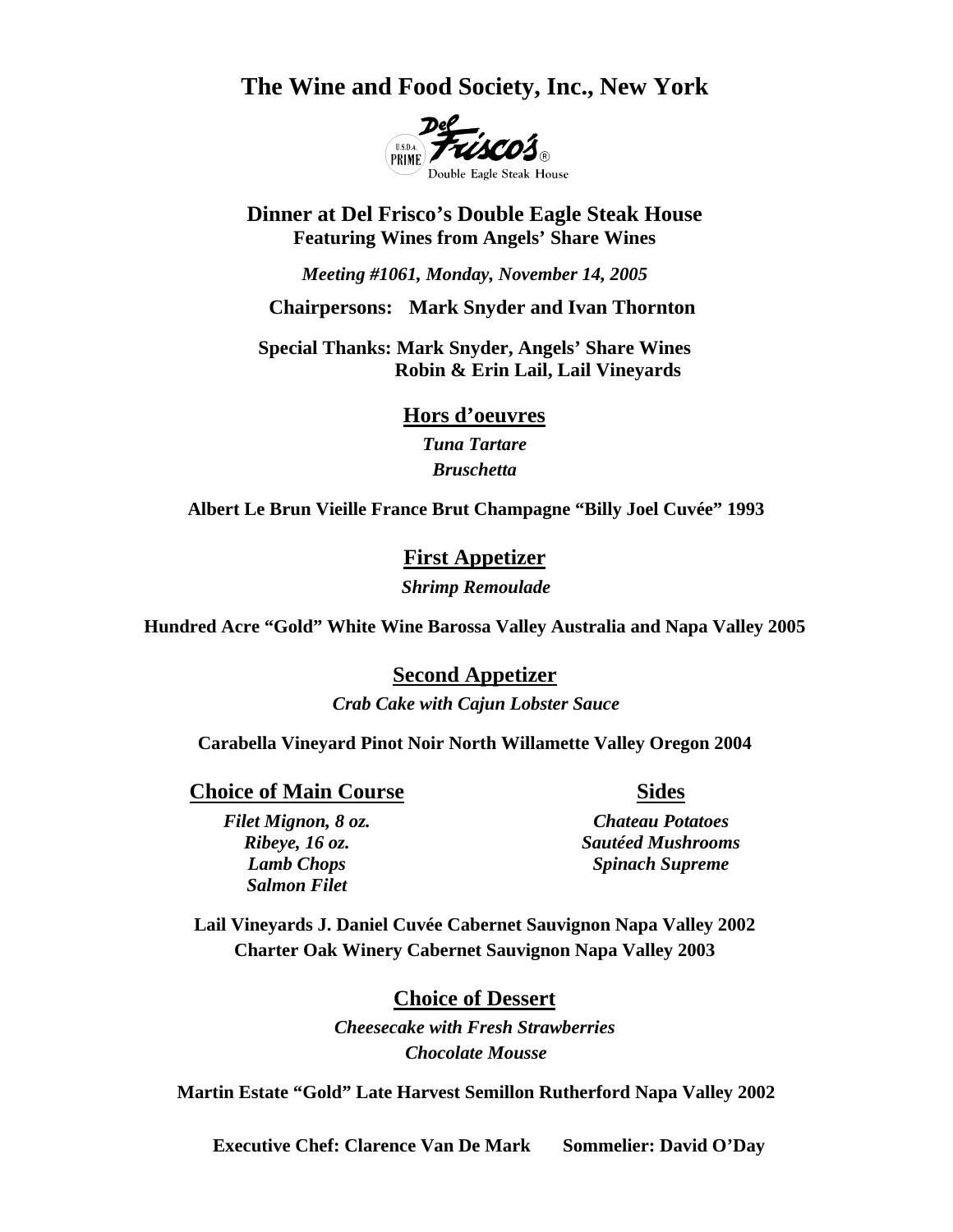# The Wine and Food Society, Inc., New York

Del Frisco's
U.S.D.A. PRIME
Double Eagle Steak House

## Dinner at Del Frisco's Double Eagle Steak House

**Featuring Wines from Angels' Share Wines**

***Meeting #1061, Monday, November 14, 2005***

**Chairpersons: Mark Snyder and Ivan Thornton**

**Special Thanks: Mark Snyder, Angels' Share Wines**
**Robin & Erin Lail, Lail Vineyards**

### Hors d'oeuvres

***Tuna Tartare***
***Bruschetta***

**Albert Le Brun Vieille France Brut Champagne "Billy Joel Cuvée" 1993**

### First Appetizer

***Shrimp Remoulade***

**Hundred Acre "Gold" White Wine Barossa Valley Australia and Napa Valley 2005**

### Second Appetizer

***Crab Cake with Cajun Lobster Sauce***

**Carabella Vineyard Pinot Noir North Willamette Valley Oregon 2004**

### Choice of Main Course

***Filet Mignon, 8 oz.***
***Ribeye, 16 oz.***
***Lamb Chops***
***Salmon Filet***

### Sides

***Chateau Potatoes***
***Sautéed Mushrooms***
***Spinach Supreme***

**Lail Vineyards J. Daniel Cuvée Cabernet Sauvignon Napa Valley 2002**
**Charter Oak Winery Cabernet Sauvignon Napa Valley 2003**

### Choice of Dessert

***Cheesecake with Fresh Strawberries***
***Chocolate Mousse***

**Martin Estate "Gold" Late Harvest Semillon Rutherford Napa Valley 2002**

**Executive Chef: Clarence Van De Mark Sommelier: David O'Day**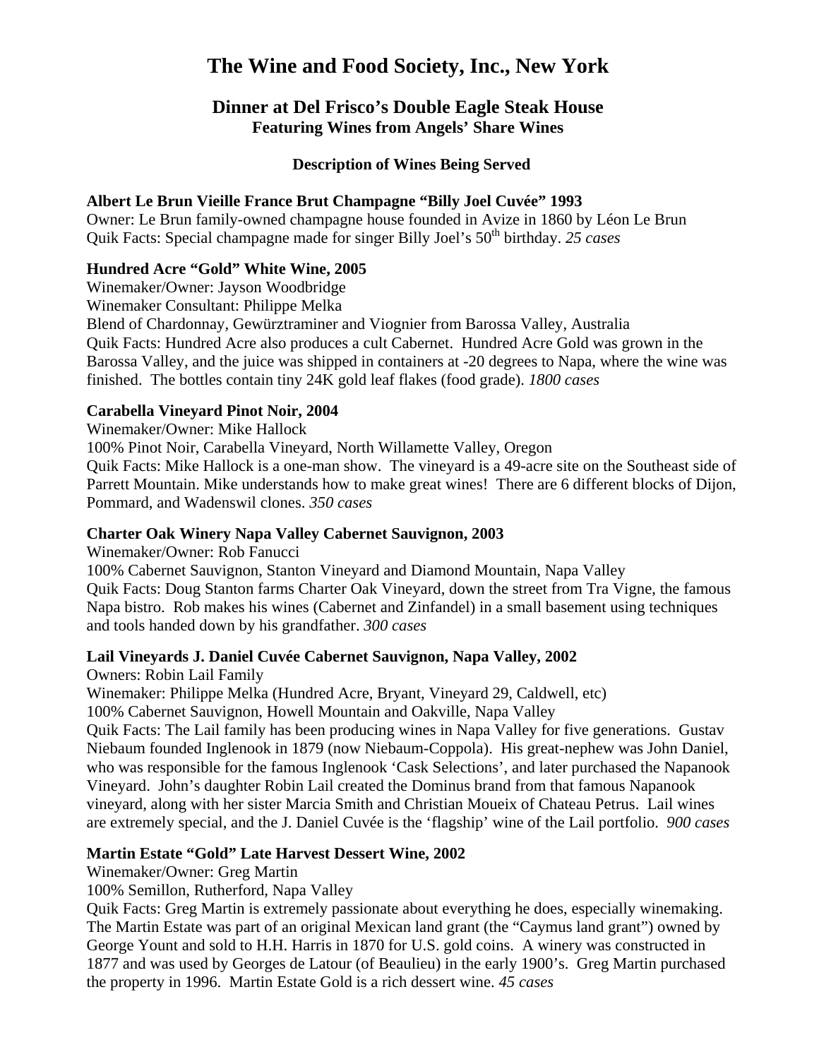# The Wine and Food Society, Inc., New York

## Dinner at Del Frisco's Double Eagle Steak House

### Featuring Wines from Angels' Share Wines

**Description of Wines Being Served**

**Albert Le Brun Vieille France Brut Champagne "Billy Joel Cuvée" 1993**
Owner: Le Brun family-owned champagne house founded in Avize in 1860 by Léon Le Brun
Quik Facts: Special champagne made for singer Billy Joel's 50th birthday. *25 cases*

**Hundred Acre "Gold" White Wine, 2005**
Winemaker/Owner: Jayson Woodbridge
Winemaker Consultant: Philippe Melka
Blend of Chardonnay, Gewürztraminer and Viognier from Barossa Valley, Australia
Quik Facts: Hundred Acre also produces a cult Cabernet. Hundred Acre Gold was grown in the Barossa Valley, and the juice was shipped in containers at -20 degrees to Napa, where the wine was finished. The bottles contain tiny 24K gold leaf flakes (food grade). *1800 cases*

**Carabella Vineyard Pinot Noir, 2004**
Winemaker/Owner: Mike Hallock
100% Pinot Noir, Carabella Vineyard, North Willamette Valley, Oregon
Quik Facts: Mike Hallock is a one-man show. The vineyard is a 49-acre site on the Southeast side of Parrett Mountain. Mike understands how to make great wines! There are 6 different blocks of Dijon, Pommard, and Wadenswil clones. *350 cases*

**Charter Oak Winery Napa Valley Cabernet Sauvignon, 2003**
Winemaker/Owner: Rob Fanucci
100% Cabernet Sauvignon, Stanton Vineyard and Diamond Mountain, Napa Valley
Quik Facts: Doug Stanton farms Charter Oak Vineyard, down the street from Tra Vigne, the famous Napa bistro. Rob makes his wines (Cabernet and Zinfandel) in a small basement using techniques and tools handed down by his grandfather. *300 cases*

**Lail Vineyards J. Daniel Cuvée Cabernet Sauvignon, Napa Valley, 2002**
Owners: Robin Lail Family
Winemaker: Philippe Melka (Hundred Acre, Bryant, Vineyard 29, Caldwell, etc)
100% Cabernet Sauvignon, Howell Mountain and Oakville, Napa Valley
Quik Facts: The Lail family has been producing wines in Napa Valley for five generations. Gustav Niebaum founded Inglenook in 1879 (now Niebaum-Coppola). His great-nephew was John Daniel, who was responsible for the famous Inglenook 'Cask Selections', and later purchased the Napanook Vineyard. John's daughter Robin Lail created the Dominus brand from that famous Napanook vineyard, along with her sister Marcia Smith and Christian Moueix of Chateau Petrus. Lail wines are extremely special, and the J. Daniel Cuvée is the 'flagship' wine of the Lail portfolio. *900 cases*

**Martin Estate "Gold" Late Harvest Dessert Wine, 2002**
Winemaker/Owner: Greg Martin
100% Semillon, Rutherford, Napa Valley
Quik Facts: Greg Martin is extremely passionate about everything he does, especially winemaking. The Martin Estate was part of an original Mexican land grant (the "Caymus land grant") owned by George Yount and sold to H.H. Harris in 1870 for U.S. gold coins. A winery was constructed in 1877 and was used by Georges de Latour (of Beaulieu) in the early 1900's. Greg Martin purchased the property in 1996. Martin Estate Gold is a rich dessert wine. *45 cases*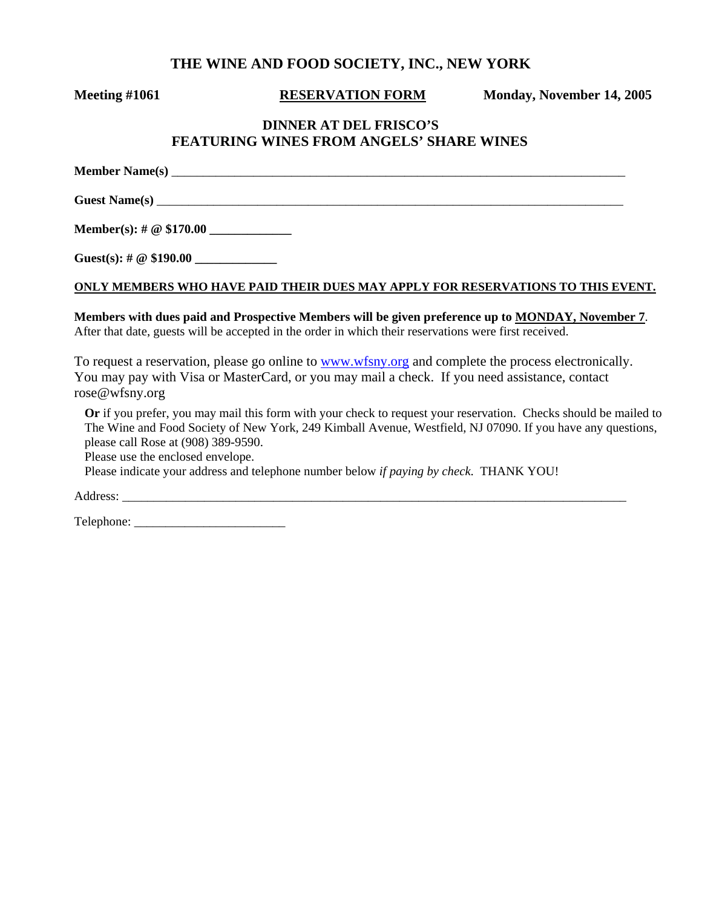# THE WINE AND FOOD SOCIETY, INC., NEW YORK

**Meeting #1061** **RESERVATION FORM** **Monday, November 14, 2005**

## DINNER AT DEL FRISCO'S
## FEATURING WINES FROM ANGELS' SHARE WINES

**Member Name(s)** ___________________________________________________________________________

**Guest Name(s)** ____________________________________________________________________________

**Member(s): # @ $170.00** _____________

**Guest(s): # @ $190.00** _____________

**ONLY MEMBERS WHO HAVE PAID THEIR DUES MAY APPLY FOR RESERVATIONS TO THIS EVENT.**

**Members with dues paid and Prospective Members will be given preference up to MONDAY, November 7**. After that date, guests will be accepted in the order in which their reservations were first received.

To request a reservation, please go online to www.wfsny.org and complete the process electronically. You may pay with Visa or MasterCard, or you may mail a check. If you need assistance, contact rose@wfsny.org

**Or** if you prefer, you may mail this form with your check to request your reservation. Checks should be mailed to The Wine and Food Society of New York, 249 Kimball Avenue, Westfield, NJ 07090. If you have any questions, please call Rose at (908) 389-9590.
Please use the enclosed envelope.
Please indicate your address and telephone number below *if paying by check.* THANK YOU!

Address: ____________________________________________________________________________________

Telephone: ________________________